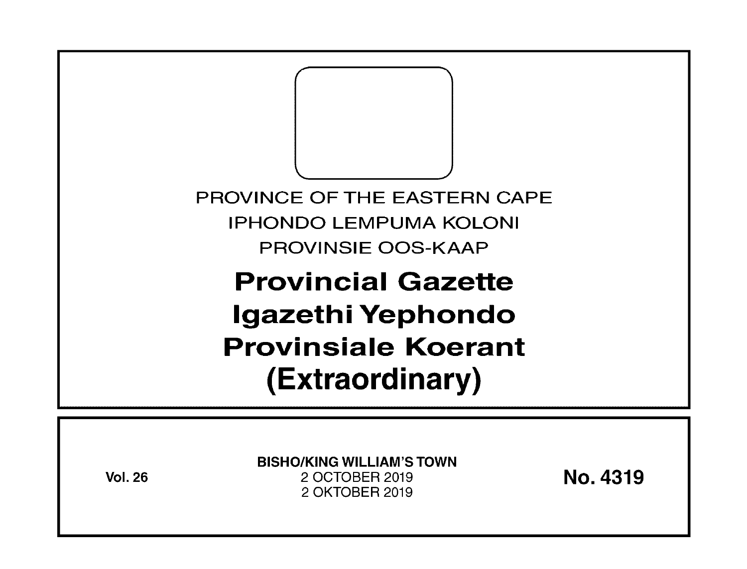PROVINCE OF THE EASTERN CAPE

IPHONDO LEMPUMA KOLONI

PROVINSIE OOS-KAAP

# Provincial Gazette
# Igazethi Yephondo
# Provinsiale Koerant
# (Extraordinary)

**Vol. 26**

**BISHO/KING WILLIAM'S TOWN**

2 OCTOBER 2019

2 OKTOBER 2019

**No. 4319**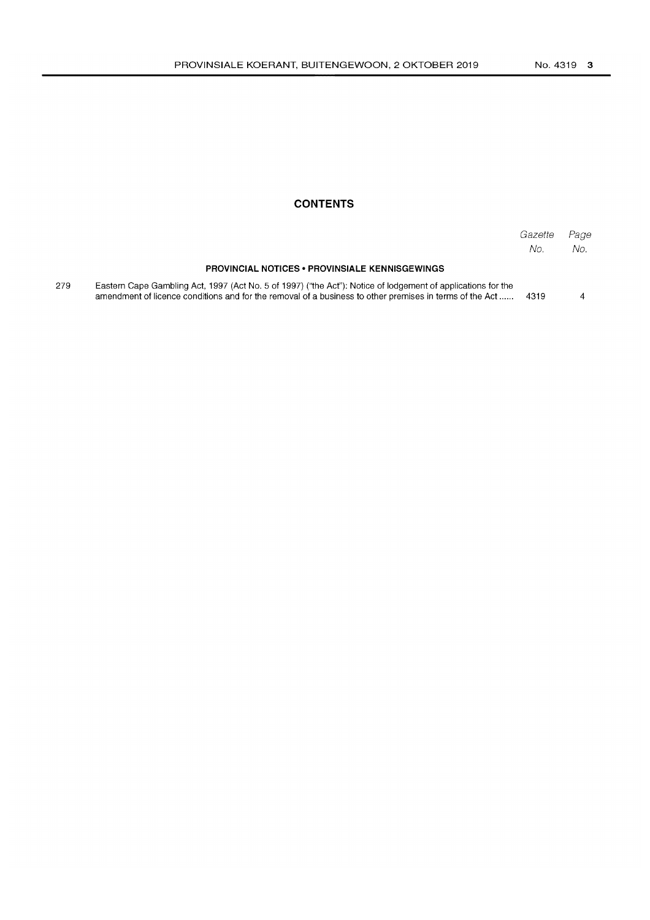# CONTENTS

| | | Gazette No. | Page No. |
|---|---|---|---|
| | **PROVINCIAL NOTICES • PROVINSIALE KENNISGEWINGS** | | |
| 279 | Eastern Cape Gambling Act, 1997 (Act No. 5 of 1997) ("the Act"): Notice of lodgement of applications for the amendment of licence conditions and for the removal of a business to other premises in terms of the Act ...... | 4319 | 4 |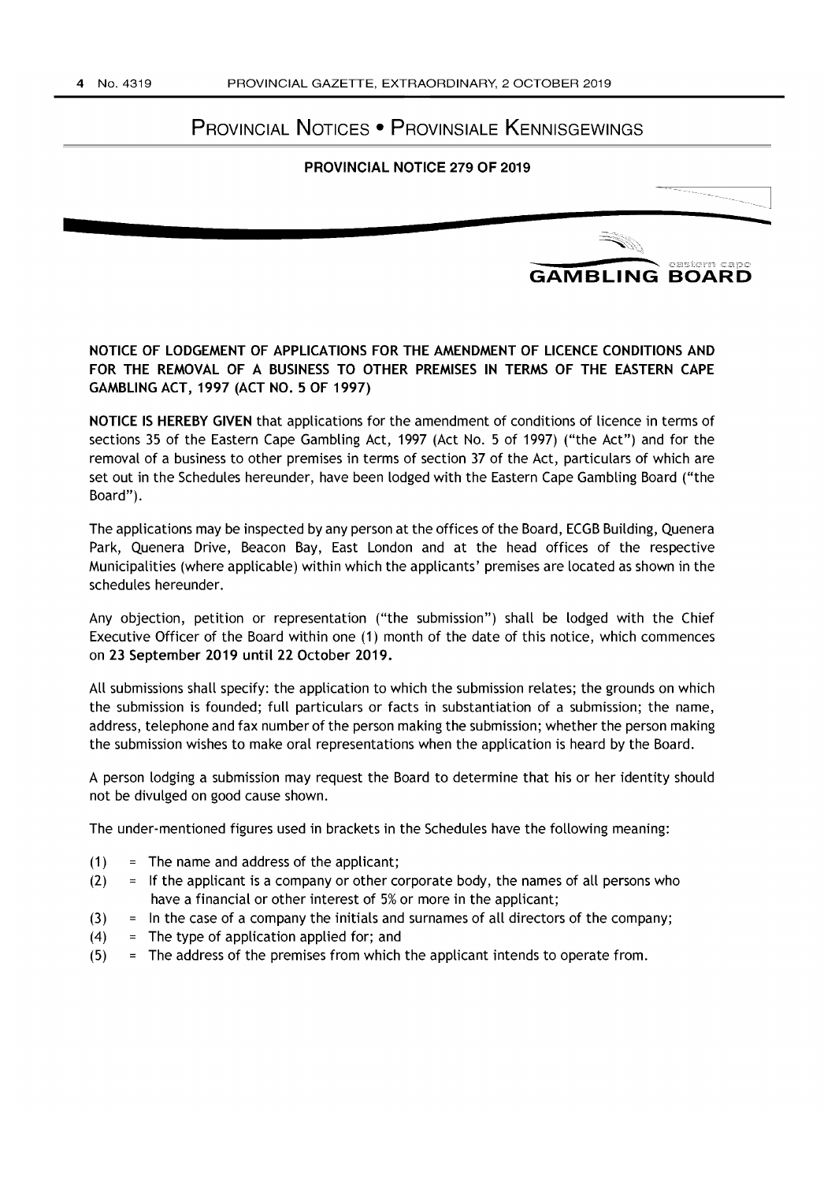# PROVINCIAL NOTICES • PROVINSIALE KENNISGEWINGS

## PROVINCIAL NOTICE 279 OF 2019

eastern cape
**GAMBLING BOARD**

**NOTICE OF LODGEMENT OF APPLICATIONS FOR THE AMENDMENT OF LICENCE CONDITIONS AND FOR THE REMOVAL OF A BUSINESS TO OTHER PREMISES IN TERMS OF THE EASTERN CAPE GAMBLING ACT, 1997 (ACT NO. 5 OF 1997)**

**NOTICE IS HEREBY GIVEN** that applications for the amendment of conditions of licence in terms of sections 35 of the Eastern Cape Gambling Act, 1997 (Act No. 5 of 1997) ("the Act") and for the removal of a business to other premises in terms of section 37 of the Act, particulars of which are set out in the Schedules hereunder, have been lodged with the Eastern Cape Gambling Board ("the Board").

The applications may be inspected by any person at the offices of the Board, ECGB Building, Quenera Park, Quenera Drive, Beacon Bay, East London and at the head offices of the respective Municipalities (where applicable) within which the applicants' premises are located as shown in the schedules hereunder.

Any objection, petition or representation ("the submission") shall be lodged with the Chief Executive Officer of the Board within one (1) month of the date of this notice, which commences on **23 September 2019 until 22 October 2019.**

All submissions shall specify: the application to which the submission relates; the grounds on which the submission is founded; full particulars or facts in substantiation of a submission; the name, address, telephone and fax number of the person making the submission; whether the person making the submission wishes to make oral representations when the application is heard by the Board.

A person lodging a submission may request the Board to determine that his or her identity should not be divulged on good cause shown.

The under-mentioned figures used in brackets in the Schedules have the following meaning:

- (1) = The name and address of the applicant;
- (2) = If the applicant is a company or other corporate body, the names of all persons who have a financial or other interest of 5% or more in the applicant;
- (3) = In the case of a company the initials and surnames of all directors of the company;
- (4) = The type of application applied for; and
- (5) = The address of the premises from which the applicant intends to operate from.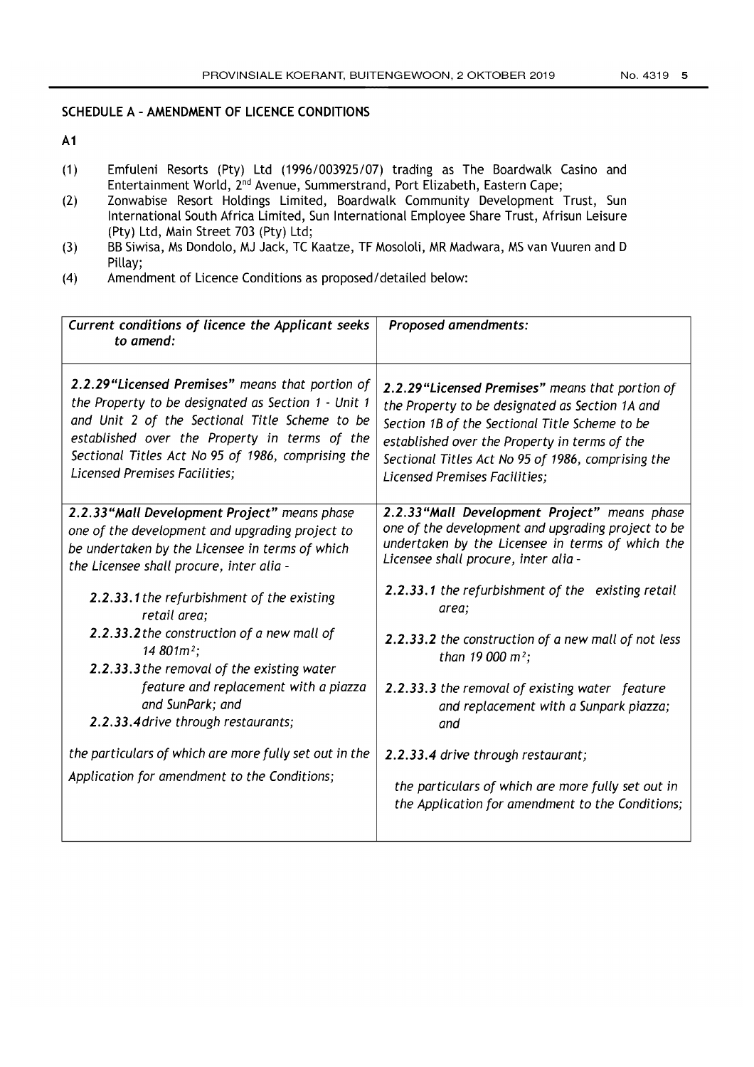## SCHEDULE A - AMENDMENT OF LICENCE CONDITIONS

### A1

(1) Emfuleni Resorts (Pty) Ltd (1996/003925/07) trading as The Boardwalk Casino and Entertainment World, 2nd Avenue, Summerstrand, Port Elizabeth, Eastern Cape;

(2) Zonwabise Resort Holdings Limited, Boardwalk Community Development Trust, Sun International South Africa Limited, Sun International Employee Share Trust, Afrisun Leisure (Pty) Ltd, Main Street 703 (Pty) Ltd;

(3) BB Siwisa, Ms Dondolo, MJ Jack, TC Kaatze, TF Mosololi, MR Madwara, MS van Vuuren and D Pillay;

(4) Amendment of Licence Conditions as proposed/detailed below:

| *Current conditions of licence the Applicant seeks to amend:* | *Proposed amendments:* |
|---|---|
| ***2.2.29"Licensed Premises"*** *means that portion of the Property to be designated as Section 1 - Unit 1 and Unit 2 of the Sectional Title Scheme to be established over the Property in terms of the Sectional Titles Act No 95 of 1986, comprising the Licensed Premises Facilities;* | ***2.2.29"Licensed Premises"*** *means that portion of the Property to be designated as Section 1A and Section 1B of the Sectional Title Scheme to be established over the Property in terms of the Sectional Titles Act No 95 of 1986, comprising the Licensed Premises Facilities;* |
| ***2.2.33"Mall Development Project"*** *means phase one of the development and upgrading project to be undertaken by the Licensee in terms of which the Licensee shall procure, inter alia -* <br> ***2.2.33.1*** *the refurbishment of the existing retail area;* <br> ***2.2.33.2*** *the construction of a new mall of 14 801m²;* <br> ***2.2.33.3*** *the removal of the existing water feature and replacement with a piazza and SunPark; and* <br> ***2.2.33.4*** *drive through restaurants;* <br> *the particulars of which are more fully set out in the Application for amendment to the Conditions;* | ***2.2.33"Mall Development Project"*** *means phase one of the development and upgrading project to be undertaken by the Licensee in terms of which the Licensee shall procure, inter alia -* <br> ***2.2.33.1*** *the refurbishment of the existing retail area;* <br> ***2.2.33.2*** *the construction of a new mall of not less than 19 000 m²;* <br> ***2.2.33.3*** *the removal of existing water feature and replacement with a Sunpark piazza; and* <br> ***2.2.33.4*** *drive through restaurant;* <br> *the particulars of which are more fully set out in the Application for amendment to the Conditions;* |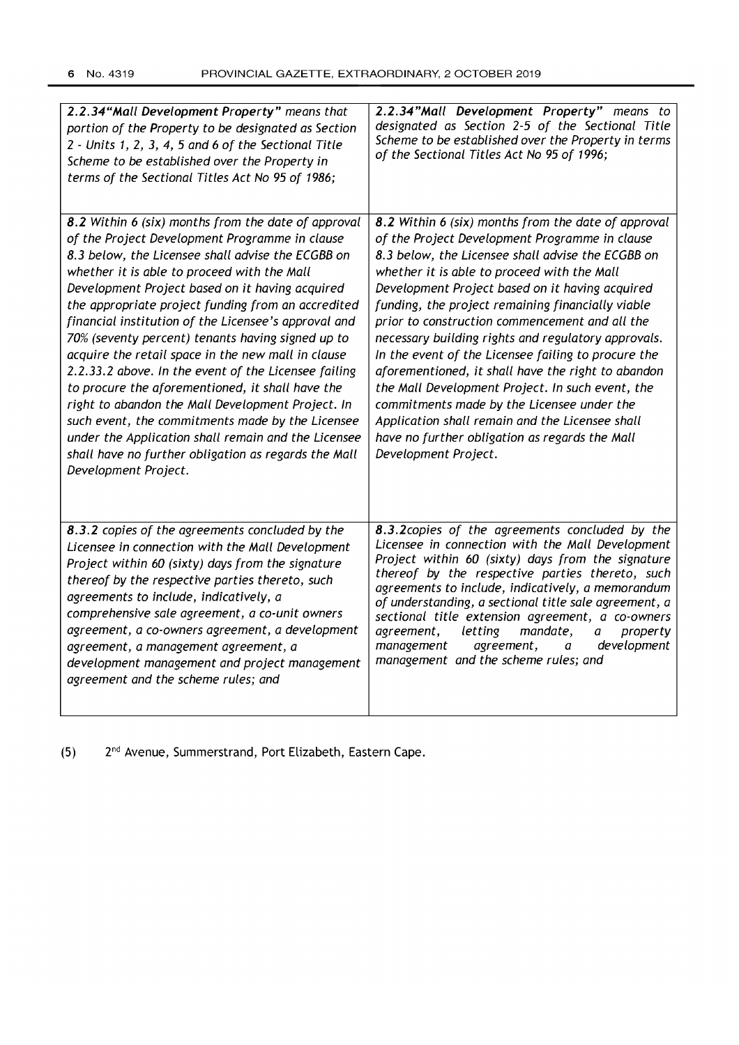| | |
|---|---|
| ***2.2.34"Mall Development Property"*** *means that portion of the Property to be designated as Section 2 - Units 1, 2, 3, 4, 5 and 6 of the Sectional Title Scheme to be established over the Property in terms of the Sectional Titles Act No 95 of 1986;* | ***2.2.34"Mall Development Property"*** *means to designated as Section 2-5 of the Sectional Title Scheme to be established over the Property in terms of the Sectional Titles Act No 95 of 1996;* |
| ***8.2*** *Within 6 (six) months from the date of approval of the Project Development Programme in clause 8.3 below, the Licensee shall advise the ECGBB on whether it is able to proceed with the Mall Development Project based on it having acquired the appropriate project funding from an accredited financial institution of the Licensee's approval and 70% (seventy percent) tenants having signed up to acquire the retail space in the new mall in clause 2.2.33.2 above. In the event of the Licensee failing to procure the aforementioned, it shall have the right to abandon the Mall Development Project. In such event, the commitments made by the Licensee under the Application shall remain and the Licensee shall have no further obligation as regards the Mall Development Project.* | ***8.2*** *Within 6 (six) months from the date of approval of the Project Development Programme in clause 8.3 below, the Licensee shall advise the ECGBB on whether it is able to proceed with the Mall Development Project based on it having acquired funding, the project remaining financially viable prior to construction commencement and all the necessary building rights and regulatory approvals. In the event of the Licensee failing to procure the aforementioned, it shall have the right to abandon the Mall Development Project. In such event, the commitments made by the Licensee under the Application shall remain and the Licensee shall have no further obligation as regards the Mall Development Project.* |
| ***8.3.2*** *copies of the agreements concluded by the Licensee in connection with the Mall Development Project within 60 (sixty) days from the signature thereof by the respective parties thereto, such agreements to include, indicatively, a comprehensive sale agreement, a co-unit owners agreement, a co-owners agreement, a development agreement, a management agreement, a development management and project management agreement and the scheme rules; and* | ***8.3.2****copies of the agreements concluded by the Licensee in connection with the Mall Development Project within* ***60*** *(sixty) days from the signature thereof by the respective parties thereto, such agreements to include, indicatively, a memorandum of understanding, a sectional title sale agreement, a sectional title extension agreement, a co-owners agreement, letting mandate, a property management agreement, a development management and the scheme rules; and* |

(5) 2nd Avenue, Summerstrand, Port Elizabeth, Eastern Cape.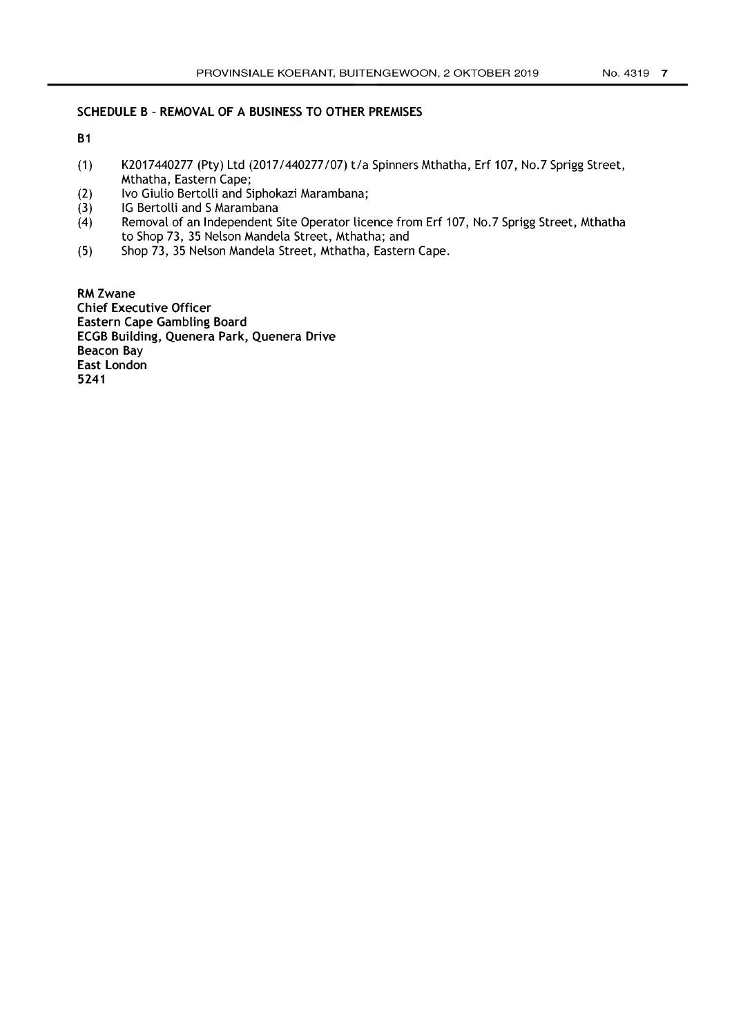## SCHEDULE B - REMOVAL OF A BUSINESS TO OTHER PREMISES

**B1**

(1) K2017440277 (Pty) Ltd (2017/440277/07) t/a Spinners Mthatha, Erf 107, No.7 Sprigg Street, Mthatha, Eastern Cape;

(2) Ivo Giulio Bertolli and Siphokazi Marambana;

(3) IG Bertolli and S Marambana

(4) Removal of an Independent Site Operator licence from Erf 107, No.7 Sprigg Street, Mthatha to Shop 73, 35 Nelson Mandela Street, Mthatha; and

(5) Shop 73, 35 Nelson Mandela Street, Mthatha, Eastern Cape.

**RM Zwane**
**Chief Executive Officer**
**Eastern Cape Gambling Board**
**ECGB Building, Quenera Park, Quenera Drive**
**Beacon Bay**
**East London**
**5241**